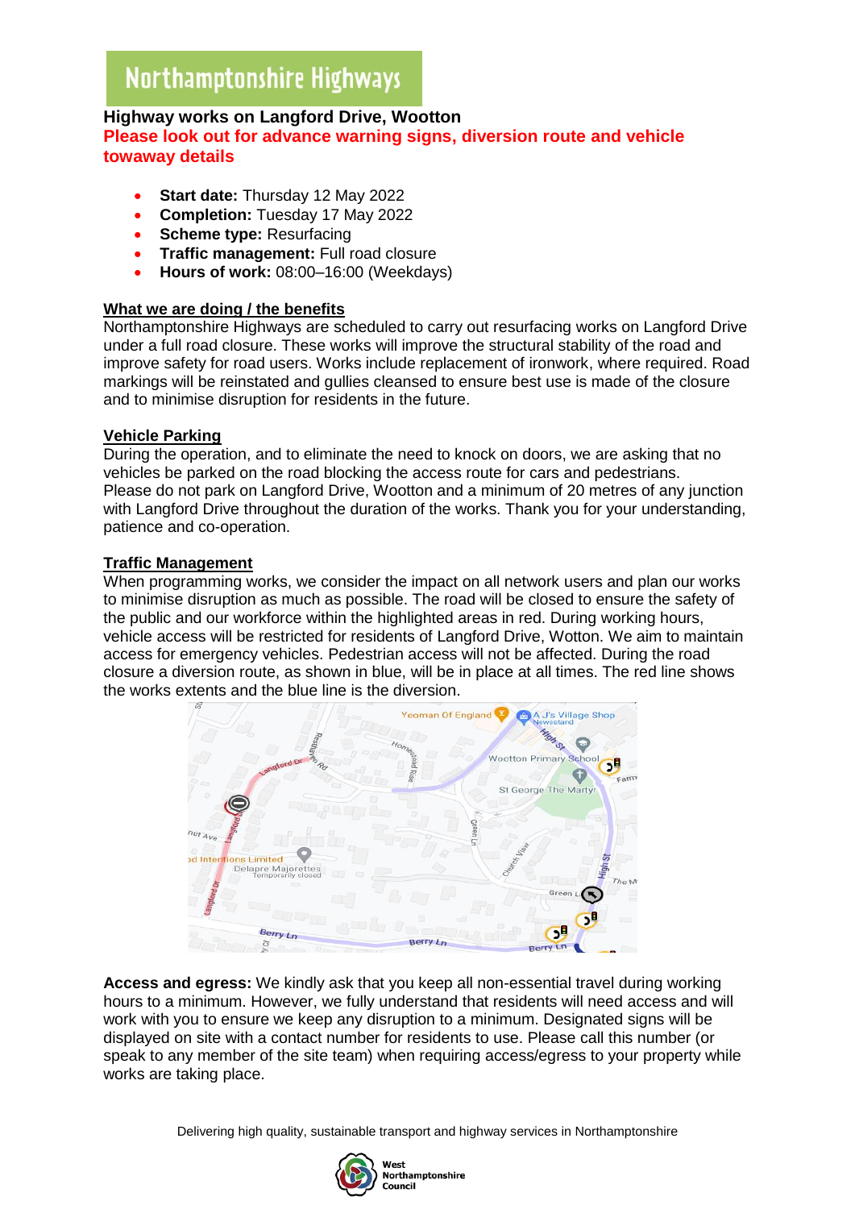# Northamptonshire Highways

**Highway works on Langford Drive, Wootton**

**Please look out for advance warning signs, diversion route and vehicle towaway details**

- **Start date:** Thursday 12 May 2022
- **Completion:** Tuesday 17 May 2022
- **Scheme type:** Resurfacing
- **Traffic management:** Full road closure
- **Hours of work:** 08:00–16:00 (Weekdays)

## What we are doing / the benefits

Northamptonshire Highways are scheduled to carry out resurfacing works on Langford Drive under a full road closure. These works will improve the structural stability of the road and improve safety for road users. Works include replacement of ironwork, where required. Road markings will be reinstated and gullies cleansed to ensure best use is made of the closure and to minimise disruption for residents in the future.

## Vehicle Parking

During the operation, and to eliminate the need to knock on doors, we are asking that no vehicles be parked on the road blocking the access route for cars and pedestrians. Please do not park on Langford Drive, Wootton and a minimum of 20 metres of any junction with Langford Drive throughout the duration of the works. Thank you for your understanding, patience and co-operation.

## Traffic Management

When programming works, we consider the impact on all network users and plan our works to minimise disruption as much as possible. The road will be closed to ensure the safety of the public and our workforce within the highlighted areas in red. During working hours, vehicle access will be restricted for residents of Langford Drive, Wotton. We aim to maintain access for emergency vehicles. Pedestrian access will not be affected. During the road closure a diversion route, as shown in blue, will be in place at all times. The red line shows the works extents and the blue line is the diversion.

**Access and egress:** We kindly ask that you keep all non-essential travel during working hours to a minimum. However, we fully understand that residents will need access and will work with you to ensure we keep any disruption to a minimum. Designated signs will be displayed on site with a contact number for residents to use. Please call this number (or speak to any member of the site team) when requiring access/egress to your property while works are taking place.

Delivering high quality, sustainable transport and highway services in Northamptonshire

West Northamptonshire Council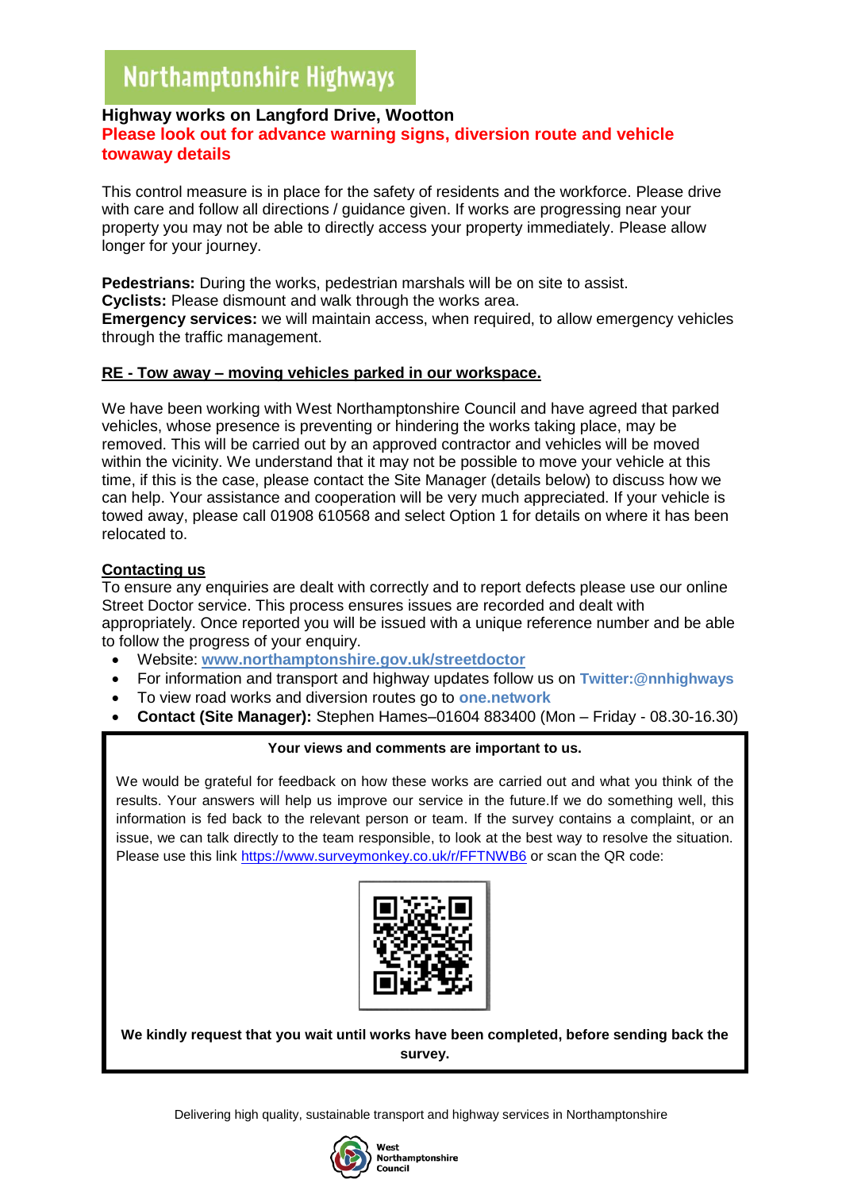# Northamptonshire Highways

**Highway works on Langford Drive, Wootton**

**Please look out for advance warning signs, diversion route and vehicle towaway details**

This control measure is in place for the safety of residents and the workforce. Please drive with care and follow all directions / guidance given. If works are progressing near your property you may not be able to directly access your property immediately. Please allow longer for your journey.

**Pedestrians:** During the works, pedestrian marshals will be on site to assist.
**Cyclists:** Please dismount and walk through the works area.
**Emergency services:** we will maintain access, when required, to allow emergency vehicles through the traffic management.

**RE - Tow away – moving vehicles parked in our workspace.**

We have been working with West Northamptonshire Council and have agreed that parked vehicles, whose presence is preventing or hindering the works taking place, may be removed. This will be carried out by an approved contractor and vehicles will be moved within the vicinity. We understand that it may not be possible to move your vehicle at this time, if this is the case, please contact the Site Manager (details below) to discuss how we can help. Your assistance and cooperation will be very much appreciated. If your vehicle is towed away, please call 01908 610568 and select Option 1 for details on where it has been relocated to.

**Contacting us**

To ensure any enquiries are dealt with correctly and to report defects please use our online Street Doctor service. This process ensures issues are recorded and dealt with appropriately. Once reported you will be issued with a unique reference number and be able to follow the progress of your enquiry.

- Website: **www.northamptonshire.gov.uk/streetdoctor**
- For information and transport and highway updates follow us on **Twitter:@nnhighways**
- To view road works and diversion routes go to **one.network**
- **Contact (Site Manager):** Stephen Hames–01604 883400 (Mon – Friday - 08.30-16.30)

**Your views and comments are important to us.**

We would be grateful for feedback on how these works are carried out and what you think of the results. Your answers will help us improve our service in the future.If we do something well, this information is fed back to the relevant person or team. If the survey contains a complaint, or an issue, we can talk directly to the team responsible, to look at the best way to resolve the situation. Please use this link https://www.surveymonkey.co.uk/r/FFTNWB6 or scan the QR code:

**We kindly request that you wait until works have been completed, before sending back the survey.**

Delivering high quality, sustainable transport and highway services in Northamptonshire

West Northamptonshire Council